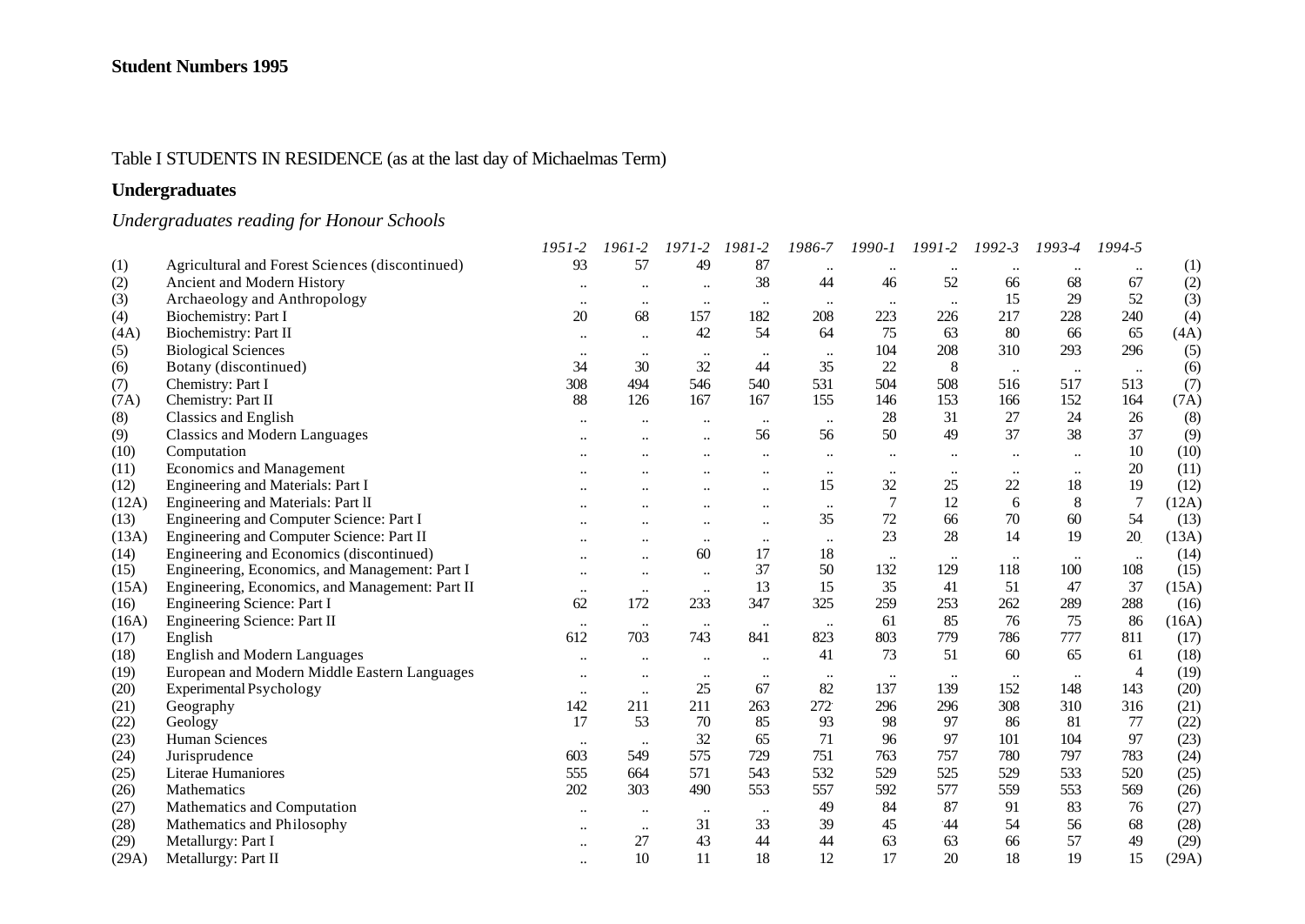**Student Numbers 1995**

Table I STUDENTS IN RESIDENCE (as at the last day of Michaelmas Term)

**Undergraduates**

*Undergraduates reading for Honour Schools*

| | | *1951-2* | *1961-2* | *1971-2* | *1981-2* | *1986-7* | *1990-1* | *1991-2* | *1992-3* | *1993-4* | *1994-5* | |
|---|---|---|---|---|---|---|---|---|---|---|---|---|
| (1) | Agricultural and Forest Sciences (discontinued) | 93 | 57 | 49 | 87 | .. | .. | .. | .. | .. | .. | (1) |
| (2) | Ancient and Modern History | .. | .. | .. | 38 | 44 | 46 | 52 | 66 | 68 | 67 | (2) |
| (3) | Archaeology and Anthropology | .. | .. | .. | .. | .. | .. | .. | 15 | 29 | 52 | (3) |
| (4) | Biochemistry: Part I | 20 | 68 | 157 | 182 | 208 | 223 | 226 | 217 | 228 | 240 | (4) |
| (4A) | Biochemistry: Part II | .. | .. | 42 | 54 | 64 | 75 | 63 | 80 | 66 | 65 | (4A) |
| (5) | Biological Sciences | .. | .. | .. | .. | .. | 104 | 208 | 310 | 293 | 296 | (5) |
| (6) | Botany (discontinued) | 34 | 30 | 32 | 44 | 35 | 22 | 8 | .. | .. | .. | (6) |
| (7) | Chemistry: Part I | 308 | 494 | 546 | 540 | 531 | 504 | 508 | 516 | 517 | 513 | (7) |
| (7A) | Chemistry: Part II | 88 | 126 | 167 | 167 | 155 | 146 | 153 | 166 | 152 | 164 | (7A) |
| (8) | Classics and English | .. | .. | .. | .. | .. | 28 | 31 | 27 | 24 | 26 | (8) |
| (9) | Classics and Modern Languages | .. | .. | .. | 56 | 56 | 50 | 49 | 37 | 38 | 37 | (9) |
| (10) | Computation | .. | .. | .. | .. | .. | .. | .. | .. | .. | 10 | (10) |
| (11) | Economics and Management | .. | .. | .. | .. | .. | .. | .. | .. | .. | 20 | (11) |
| (12) | Engineering and Materials: Part I | .. | .. | .. | .. | 15 | 32 | 25 | 22 | 18 | 19 | (12) |
| (12A) | Engineering and Materials: Part II | .. | .. | .. | .. | .. | 7 | 12 | 6 | 8 | 7 | (12A) |
| (13) | Engineering and Computer Science: Part I | .. | .. | .. | .. | 35 | 72 | 66 | 70 | 60 | 54 | (13) |
| (13A) | Engineering and Computer Science: Part II | .. | .. | .. | .. | .. | 23 | 28 | 14 | 19 | 20 | (13A) |
| (14) | Engineering and Economics (discontinued) | .. | .. | 60 | 17 | 18 | .. | .. | .. | .. | .. | (14) |
| (15) | Engineering, Economics, and Management: Part I | .. | .. | .. | 37 | 50 | 132 | 129 | 118 | 100 | 108 | (15) |
| (15A) | Engineering, Economics, and Management: Part II | .. | .. | .. | 13 | 15 | 35 | 41 | 51 | 47 | 37 | (15A) |
| (16) | Engineering Science: Part I | 62 | 172 | 233 | 347 | 325 | 259 | 253 | 262 | 289 | 288 | (16) |
| (16A) | Engineering Science: Part II | .. | .. | .. | .. | .. | 61 | 85 | 76 | 75 | 86 | (16A) |
| (17) | English | 612 | 703 | 743 | 841 | 823 | 803 | 779 | 786 | 777 | 811 | (17) |
| (18) | English and Modern Languages | .. | .. | .. | .. | 41 | 73 | 51 | 60 | 65 | 61 | (18) |
| (19) | European and Modern Middle Eastern Languages | .. | .. | .. | .. | .. | .. | .. | .. | .. | 4 | (19) |
| (20) | Experimental Psychology | .. | .. | 25 | 67 | 82 | 137 | 139 | 152 | 148 | 143 | (20) |
| (21) | Geography | 142 | 211 | 211 | 263 | 272 | 296 | 296 | 308 | 310 | 316 | (21) |
| (22) | Geology | 17 | 53 | 70 | 85 | 93 | 98 | 97 | 86 | 81 | 77 | (22) |
| (23) | Human Sciences | .. | .. | 32 | 65 | 71 | 96 | 97 | 101 | 104 | 97 | (23) |
| (24) | Jurisprudence | 603 | 549 | 575 | 729 | 751 | 763 | 757 | 780 | 797 | 783 | (24) |
| (25) | Literae Humaniores | 555 | 664 | 571 | 543 | 532 | 529 | 525 | 529 | 533 | 520 | (25) |
| (26) | Mathematics | 202 | 303 | 490 | 553 | 557 | 592 | 577 | 559 | 553 | 569 | (26) |
| (27) | Mathematics and Computation | .. | .. | .. | .. | 49 | 84 | 87 | 91 | 83 | 76 | (27) |
| (28) | Mathematics and Philosophy | .. | .. | 31 | 33 | 39 | 45 | 44 | 54 | 56 | 68 | (28) |
| (29) | Metallurgy: Part I | .. | 27 | 43 | 44 | 44 | 63 | 63 | 66 | 57 | 49 | (29) |
| (29A) | Metallurgy: Part II | .. | 10 | 11 | 18 | 12 | 17 | 20 | 18 | 19 | 15 | (29A) |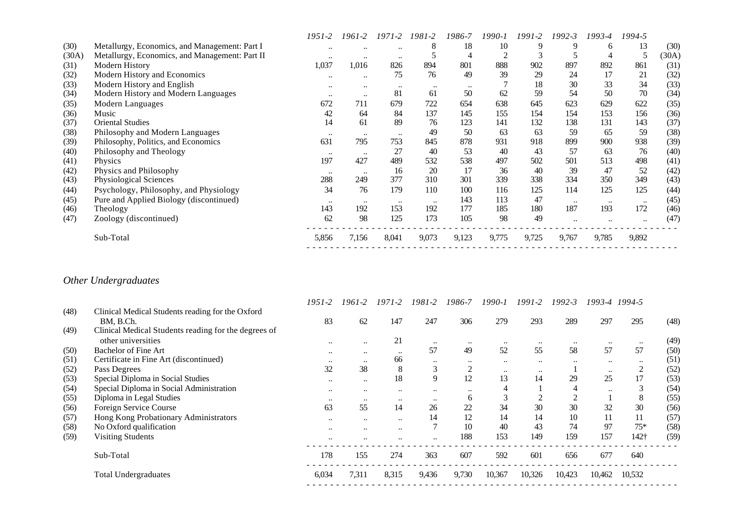| | | 1951-2 | 1961-2 | 1971-2 | 1981-2 | 1986-7 | 1990-1 | 1991-2 | 1992-3 | 1993-4 | 1994-5 | |
|---|---|---|---|---|---|---|---|---|---|---|---|---|
| (30) | Metallurgy, Economics, and Management: Part I | .. | .. | .. | 8 | 18 | 10 | 9 | 9 | 6 | 13 | (30) |
| (30A) | Metallurgy, Economics, and Management: Part II | .. | .. | .. | 5 | 4 | 2 | 3 | 5 | 4 | 5 | (30A) |
| (31) | Modern History | 1,037 | 1,016 | 826 | 894 | 801 | 888 | 902 | 897 | 892 | 861 | (31) |
| (32) | Modern History and Economics | .. | .. | 75 | 76 | 49 | 39 | 29 | 24 | 17 | 21 | (32) |
| (33) | Modern History and English | .. | .. | .. | .. | .. | 7 | 18 | 30 | 33 | 34 | (33) |
| (34) | Modern History and Modern Languages | .. | .. | 81 | 61 | 50 | 62 | 59 | 54 | 50 | 70 | (34) |
| (35) | Modern Languages | 672 | 711 | 679 | 722 | 654 | 638 | 645 | 623 | 629 | 622 | (35) |
| (36) | Music | 42 | 64 | 84 | 137 | 145 | 155 | 154 | 154 | 153 | 156 | (36) |
| (37) | Oriental Studies | 14 | 61 | 89 | 76 | 123 | 141 | 132 | 138 | 131 | 143 | (37) |
| (38) | Philosophy and Modern Languages | .. | .. | .. | 49 | 50 | 63 | 63 | 59 | 65 | 59 | (38) |
| (39) | Philosophy, Politics, and Economics | 631 | 795 | 753 | 845 | 878 | 931 | 918 | 899 | 900 | 938 | (39) |
| (40) | Philosophy and Theology | .. | .. | 27 | 40 | 53 | 40 | 43 | 57 | 63 | 76 | (40) |
| (41) | Physics | 197 | 427 | 489 | 532 | 538 | 497 | 502 | 501 | 513 | 498 | (41) |
| (42) | Physics and Philosophy | .. | .. | 16 | 20 | 17 | 36 | 40 | 39 | 47 | 52 | (42) |
| (43) | Physiological Sciences | 288 | 249 | 377 | 310 | 301 | 339 | 338 | 334 | 350 | 349 | (43) |
| (44) | Psychology, Philosophy, and Physiology | 34 | 76 | 179 | 110 | 100 | 116 | 125 | 114 | 125 | 125 | (44) |
| (45) | Pure and Applied Biology (discontinued) | .. | .. | .. | .. | 143 | 113 | 47 | .. | .. | .. | (45) |
| (46) | Theology | 143 | 192 | 153 | 192 | 177 | 185 | 180 | 187 | 193 | 172 | (46) |
| (47) | Zoology (discontinued) | 62 | 98 | 125 | 173 | 105 | 98 | 49 | .. | .. | .. | (47) |
| | Sub-Total | 5,856 | 7,156 | 8,041 | 9,073 | 9,123 | 9,775 | 9,725 | 9,767 | 9,785 | 9,892 | |

## *Other Undergraduates*

| | | 1951-2 | 1961-2 | 1971-2 | 1981-2 | 1986-7 | 1990-1 | 1991-2 | 1992-3 | 1993-4 | 1994-5 | |
|---|---|---|---|---|---|---|---|---|---|---|---|---|
| (48) | Clinical Medical Students reading for the Oxford BM, B.Ch. | 83 | 62 | 147 | 247 | 306 | 279 | 293 | 289 | 297 | 295 | (48) |
| (49) | Clinical Medical Students reading for the degrees of other universities | .. | .. | 21 | .. | .. | .. | .. | .. | .. | .. | (49) |
| (50) | Bachelor of Fine Art | .. | .. | .. | 57 | 49 | 52 | 55 | 58 | 57 | 57 | (50) |
| (51) | Certificate in Fine Art (discontinued) | .. | .. | 66 | .. | .. | .. | .. | .. | .. | .. | (51) |
| (52) | Pass Degrees | 32 | 38 | 8 | 3 | 2 | .. | .. | 1 | .. | 2 | (52) |
| (53) | Special Diploma in Social Studies | .. | .. | 18 | 9 | 12 | 13 | 14 | 29 | 25 | 17 | (53) |
| (54) | Special Diploma in Social Administration | .. | .. | .. | .. | .. | 4 | 1 | 4 | .. | 3 | (54) |
| (55) | Diploma in Legal Studies | .. | .. | .. | .. | 6 | 3 | 2 | 2 | 1 | 8 | (55) |
| (56) | Foreign Service Course | 63 | 55 | 14 | 26 | 22 | 34 | 30 | 30 | 32 | 30 | (56) |
| (57) | Hong Kong Probationary Administrators | .. | .. | .. | 14 | 12 | 14 | 14 | 10 | 11 | 11 | (57) |
| (58) | No Oxford qualification | .. | .. | .. | 7 | 10 | 40 | 43 | 74 | 97 | 75* | (58) |
| (59) | Visiting Students | .. | .. | .. | .. | 188 | 153 | 149 | 159 | 157 | 142† | (59) |
| | Sub-Total | 178 | 155 | 274 | 363 | 607 | 592 | 601 | 656 | 677 | 640 | |
| | Total Undergraduates | 6,034 | 7,311 | 8,315 | 9,436 | 9,730 | 10,367 | 10,326 | 10,423 | 10,462 | 10,532 | |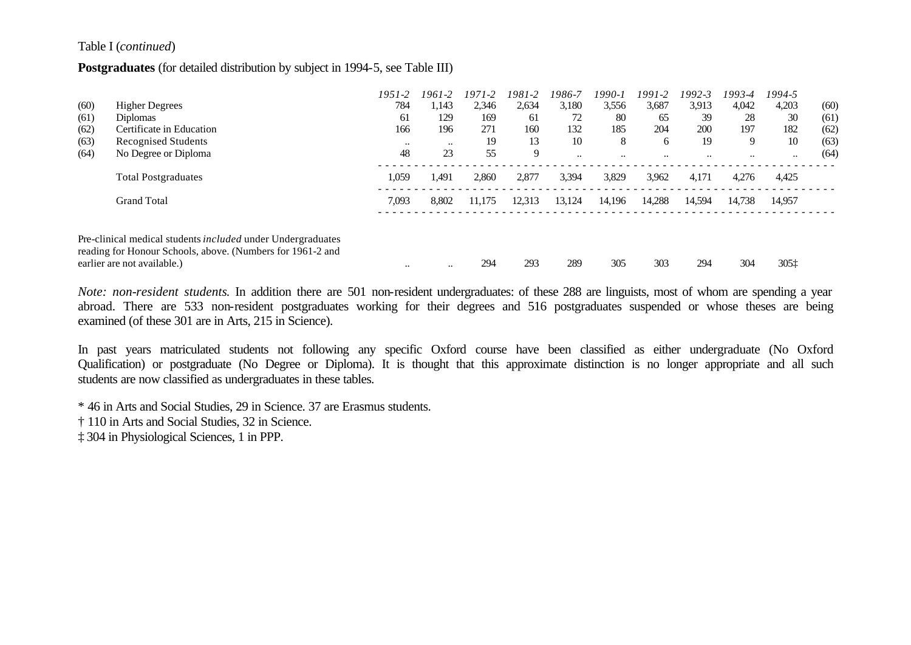Table I (*continued*)

**Postgraduates** (for detailed distribution by subject in 1994-5, see Table III)

| | | *1951-2* | *1961-2* | *1971-2* | *1981-2* | *1986-7* | *1990-1* | *1991-2* | *1992-3* | *1993-4* | *1994-5* | |
|---|---|---|---|---|---|---|---|---|---|---|---|---|
| (60) | Higher Degrees | 784 | 1,143 | 2,346 | 2,634 | 3,180 | 3,556 | 3,687 | 3,913 | 4,042 | 4,203 | (60) |
| (61) | Diplomas | 61 | 129 | 169 | 61 | 72 | 80 | 65 | 39 | 28 | 30 | (61) |
| (62) | Certificate in Education | 166 | 196 | 271 | 160 | 132 | 185 | 204 | 200 | 197 | 182 | (62) |
| (63) | Recognised Students | .. | .. | 19 | 13 | 10 | 8 | 6 | 19 | 9 | 10 | (63) |
| (64) | No Degree or Diploma | 48 | 23 | 55 | 9 | .. | .. | .. | .. | .. | .. | (64) |
| | Total Postgraduates | 1,059 | 1,491 | 2,860 | 2,877 | 3,394 | 3,829 | 3,962 | 4,171 | 4,276 | 4,425 | |
| | Grand Total | 7,093 | 8,802 | 11,175 | 12,313 | 13,124 | 14,196 | 14,288 | 14,594 | 14,738 | 14,957 | |
| | Pre-clinical medical students *included* under Undergraduates reading for Honour Schools, above. (Numbers for 1961-2 and earlier are not available.) | .. | .. | 294 | 293 | 289 | 305 | 303 | 294 | 304 | 305‡ | |

*Note: non-resident students.* In addition there are 501 non-resident undergraduates: of these 288 are linguists, most of whom are spending a year abroad. There are 533 non-resident postgraduates working for their degrees and 516 postgraduates suspended or whose theses are being examined (of these 301 are in Arts, 215 in Science).

In past years matriculated students not following any specific Oxford course have been classified as either undergraduate (No Oxford Qualification) or postgraduate (No Degree or Diploma). It is thought that this approximate distinction is no longer appropriate and all such students are now classified as undergraduates in these tables.

\* 46 in Arts and Social Studies, 29 in Science. 37 are Erasmus students.

† 110 in Arts and Social Studies, 32 in Science.

‡ 304 in Physiological Sciences, 1 in PPP.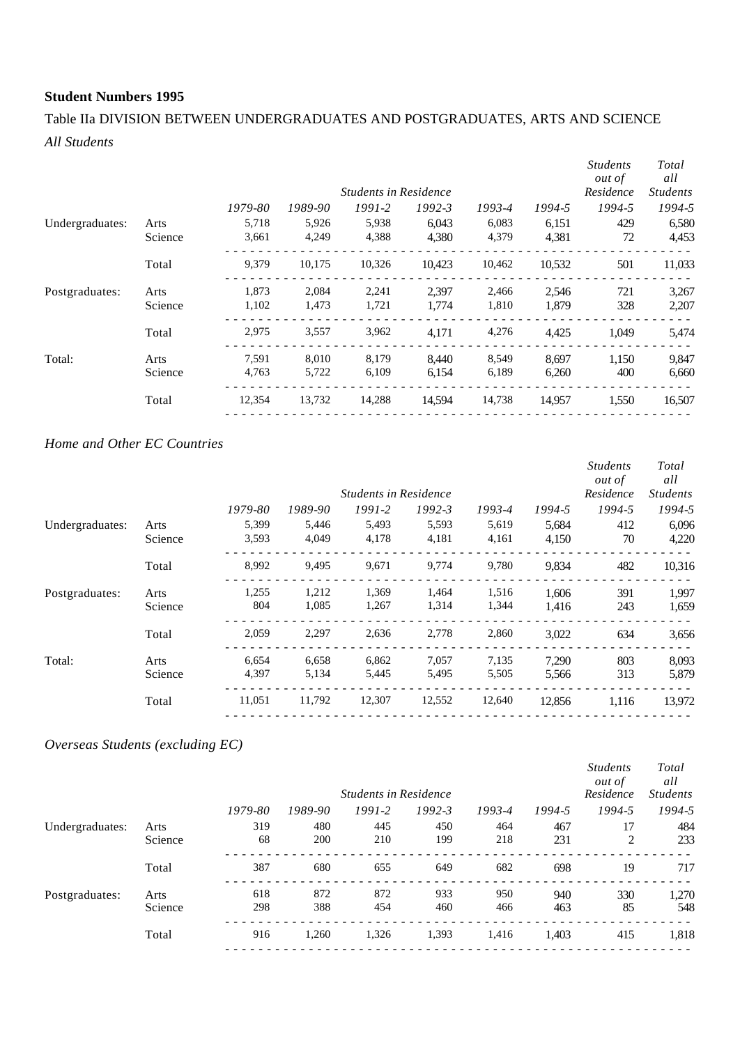**Student Numbers 1995**

Table IIa DIVISION BETWEEN UNDERGRADUATES AND POSTGRADUATES, ARTS AND SCIENCE

*All Students*

| | | *Students in Residence* | | | | | | *Students out of Residence* | *Total all Students* |
|---|---|---|---|---|---|---|---|---|---|
| | | *1979-80* | *1989-90* | *1991-2* | *1992-3* | *1993-4* | *1994-5* | *1994-5* | *1994-5* |
| Undergraduates: | Arts | 5,718 | 5,926 | 5,938 | 6,043 | 6,083 | 6,151 | 429 | 6,580 |
| | Science | 3,661 | 4,249 | 4,388 | 4,380 | 4,379 | 4,381 | 72 | 4,453 |
| | Total | 9,379 | 10,175 | 10,326 | 10,423 | 10,462 | 10,532 | 501 | 11,033 |
| Postgraduates: | Arts | 1,873 | 2,084 | 2,241 | 2,397 | 2,466 | 2,546 | 721 | 3,267 |
| | Science | 1,102 | 1,473 | 1,721 | 1,774 | 1,810 | 1,879 | 328 | 2,207 |
| | Total | 2,975 | 3,557 | 3,962 | 4,171 | 4,276 | 4,425 | 1,049 | 5,474 |
| Total: | Arts | 7,591 | 8,010 | 8,179 | 8,440 | 8,549 | 8,697 | 1,150 | 9,847 |
| | Science | 4,763 | 5,722 | 6,109 | 6,154 | 6,189 | 6,260 | 400 | 6,660 |
| | Total | 12,354 | 13,732 | 14,288 | 14,594 | 14,738 | 14,957 | 1,550 | 16,507 |

*Home and Other EC Countries*

| | | *Students in Residence* | | | | | | *Students out of Residence* | *Total all Students* |
|---|---|---|---|---|---|---|---|---|---|
| | | *1979-80* | *1989-90* | *1991-2* | *1992-3* | *1993-4* | *1994-5* | *1994-5* | *1994-5* |
| Undergraduates: | Arts | 5,399 | 5,446 | 5,493 | 5,593 | 5,619 | 5,684 | 412 | 6,096 |
| | Science | 3,593 | 4,049 | 4,178 | 4,181 | 4,161 | 4,150 | 70 | 4,220 |
| | Total | 8,992 | 9,495 | 9,671 | 9,774 | 9,780 | 9,834 | 482 | 10,316 |
| Postgraduates: | Arts | 1,255 | 1,212 | 1,369 | 1,464 | 1,516 | 1,606 | 391 | 1,997 |
| | Science | 804 | 1,085 | 1,267 | 1,314 | 1,344 | 1,416 | 243 | 1,659 |
| | Total | 2,059 | 2,297 | 2,636 | 2,778 | 2,860 | 3,022 | 634 | 3,656 |
| Total: | Arts | 6,654 | 6,658 | 6,862 | 7,057 | 7,135 | 7,290 | 803 | 8,093 |
| | Science | 4,397 | 5,134 | 5,445 | 5,495 | 5,505 | 5,566 | 313 | 5,879 |
| | Total | 11,051 | 11,792 | 12,307 | 12,552 | 12,640 | 12,856 | 1,116 | 13,972 |

*Overseas Students (excluding EC)*

| | | *Students in Residence* | | | | | | *Students out of Residence* | *Total all Students* |
|---|---|---|---|---|---|---|---|---|---|
| | | *1979-80* | *1989-90* | *1991-2* | *1992-3* | *1993-4* | *1994-5* | *1994-5* | *1994-5* |
| Undergraduates: | Arts | 319 | 480 | 445 | 450 | 464 | 467 | 17 | 484 |
| | Science | 68 | 200 | 210 | 199 | 218 | 231 | 2 | 233 |
| | Total | 387 | 680 | 655 | 649 | 682 | 698 | 19 | 717 |
| Postgraduates: | Arts | 618 | 872 | 872 | 933 | 950 | 940 | 330 | 1,270 |
| | Science | 298 | 388 | 454 | 460 | 466 | 463 | 85 | 548 |
| | Total | 916 | 1,260 | 1,326 | 1,393 | 1,416 | 1,403 | 415 | 1,818 |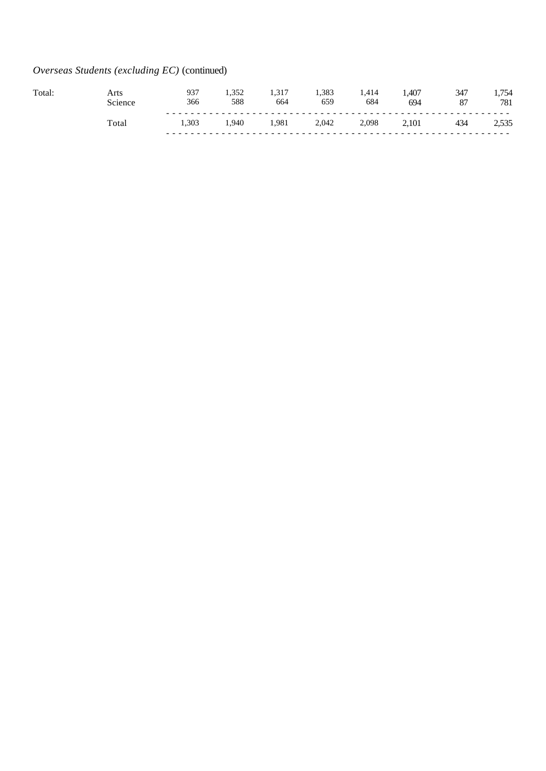*Overseas Students (excluding EC)* (continued)

| | | | | | | | | | |
|---|---|---|---|---|---|---|---|---|---|
| Total: | Arts | 937 | 1,352 | 1,317 | 1,383 | 1,414 | 1,407 | 347 | 1,754 |
| | Science | 366 | 588 | 664 | 659 | 684 | 694 | 87 | 781 |
| | Total | 1,303 | 1,940 | 1,981 | 2,042 | 2,098 | 2,101 | 434 | 2,535 |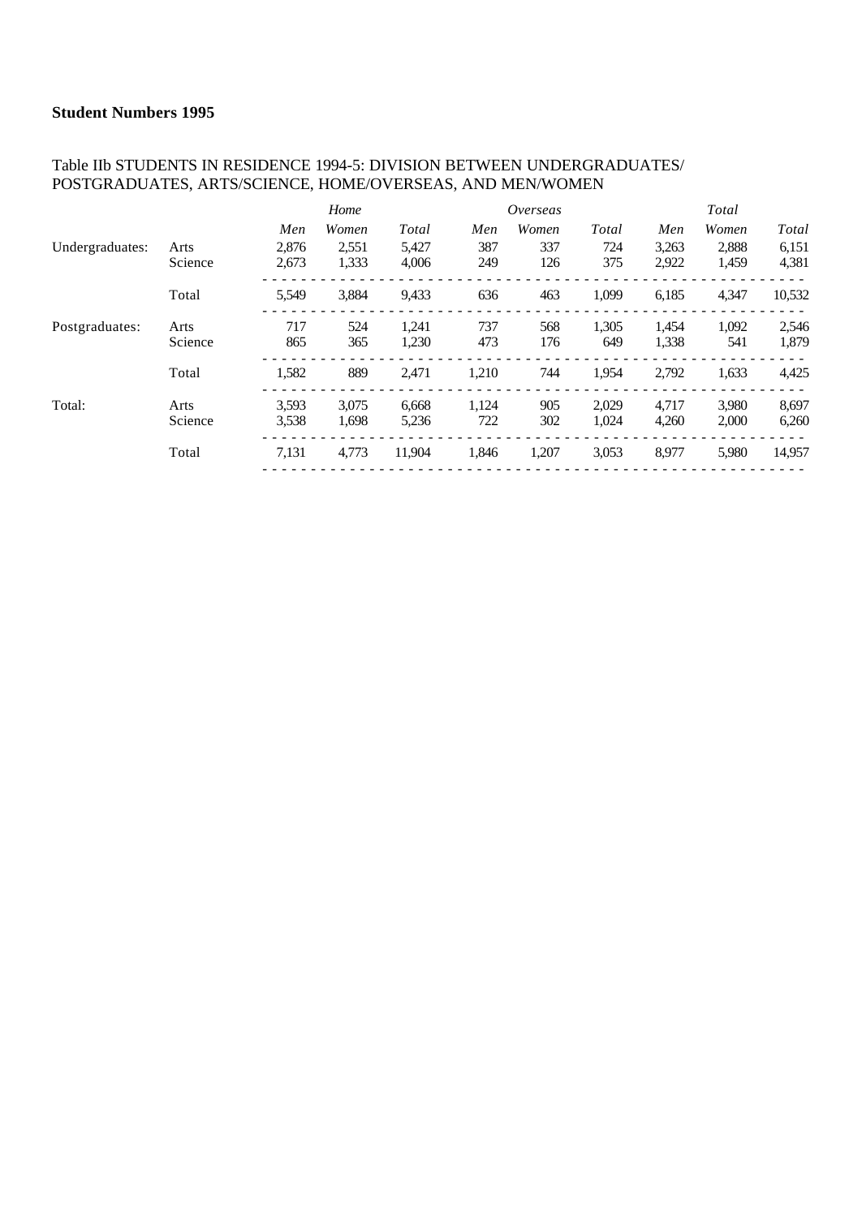**Student Numbers 1995**

Table IIb STUDENTS IN RESIDENCE 1994-5: DIVISION BETWEEN UNDERGRADUATES/ POSTGRADUATES, ARTS/SCIENCE, HOME/OVERSEAS, AND MEN/WOMEN

| | | *Home* | | | *Overseas* | | | *Total* | | |
|---|---|---|---|---|---|---|---|---|---|---|
| | | *Men* | *Women* | *Total* | *Men* | *Women* | *Total* | *Men* | *Women* | *Total* |
| Undergraduates: | Arts | 2,876 | 2,551 | 5,427 | 387 | 337 | 724 | 3,263 | 2,888 | 6,151 |
| | Science | 2,673 | 1,333 | 4,006 | 249 | 126 | 375 | 2,922 | 1,459 | 4,381 |
| | Total | 5,549 | 3,884 | 9,433 | 636 | 463 | 1,099 | 6,185 | 4,347 | 10,532 |
| Postgraduates: | Arts | 717 | 524 | 1,241 | 737 | 568 | 1,305 | 1,454 | 1,092 | 2,546 |
| | Science | 865 | 365 | 1,230 | 473 | 176 | 649 | 1,338 | 541 | 1,879 |
| | Total | 1,582 | 889 | 2,471 | 1,210 | 744 | 1,954 | 2,792 | 1,633 | 4,425 |
| Total: | Arts | 3,593 | 3,075 | 6,668 | 1,124 | 905 | 2,029 | 4,717 | 3,980 | 8,697 |
| | Science | 3,538 | 1,698 | 5,236 | 722 | 302 | 1,024 | 4,260 | 2,000 | 6,260 |
| | Total | 7,131 | 4,773 | 11,904 | 1,846 | 1,207 | 3,053 | 8,977 | 5,980 | 14,957 |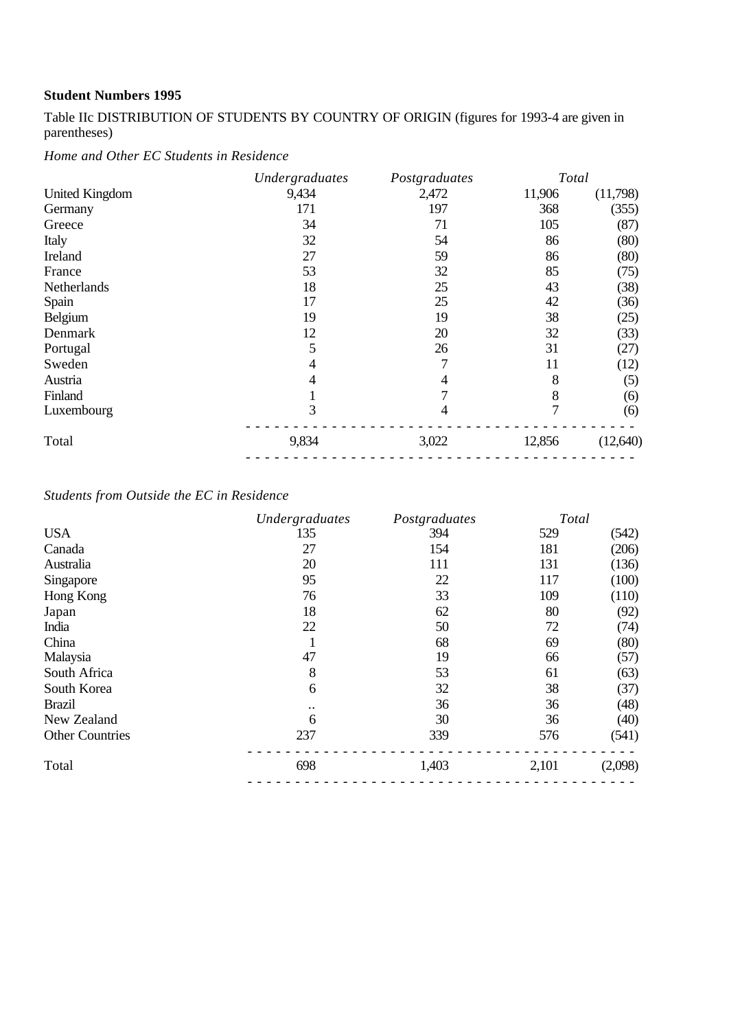**Student Numbers 1995**

Table IIc DISTRIBUTION OF STUDENTS BY COUNTRY OF ORIGIN (figures for 1993-4 are given in parentheses)

*Home and Other EC Students in Residence*

| | *Undergraduates* | *Postgraduates* | *Total* | |
|---|---|---|---|---|
| United Kingdom | 9,434 | 2,472 | 11,906 | (11,798) |
| Germany | 171 | 197 | 368 | (355) |
| Greece | 34 | 71 | 105 | (87) |
| Italy | 32 | 54 | 86 | (80) |
| Ireland | 27 | 59 | 86 | (80) |
| France | 53 | 32 | 85 | (75) |
| Netherlands | 18 | 25 | 43 | (38) |
| Spain | 17 | 25 | 42 | (36) |
| Belgium | 19 | 19 | 38 | (25) |
| Denmark | 12 | 20 | 32 | (33) |
| Portugal | 5 | 26 | 31 | (27) |
| Sweden | 4 | 7 | 11 | (12) |
| Austria | 4 | 4 | 8 | (5) |
| Finland | 1 | 7 | 8 | (6) |
| Luxembourg | 3 | 4 | 7 | (6) |
| Total | 9,834 | 3,022 | 12,856 | (12,640) |

*Students from Outside the EC in Residence*

| | *Undergraduates* | *Postgraduates* | *Total* | |
|---|---|---|---|---|
| USA | 135 | 394 | 529 | (542) |
| Canada | 27 | 154 | 181 | (206) |
| Australia | 20 | 111 | 131 | (136) |
| Singapore | 95 | 22 | 117 | (100) |
| Hong Kong | 76 | 33 | 109 | (110) |
| Japan | 18 | 62 | 80 | (92) |
| India | 22 | 50 | 72 | (74) |
| China | 1 | 68 | 69 | (80) |
| Malaysia | 47 | 19 | 66 | (57) |
| South Africa | 8 | 53 | 61 | (63) |
| South Korea | 6 | 32 | 38 | (37) |
| Brazil | .. | 36 | 36 | (48) |
| New Zealand | 6 | 30 | 36 | (40) |
| Other Countries | 237 | 339 | 576 | (541) |
| Total | 698 | 1,403 | 2,101 | (2,098) |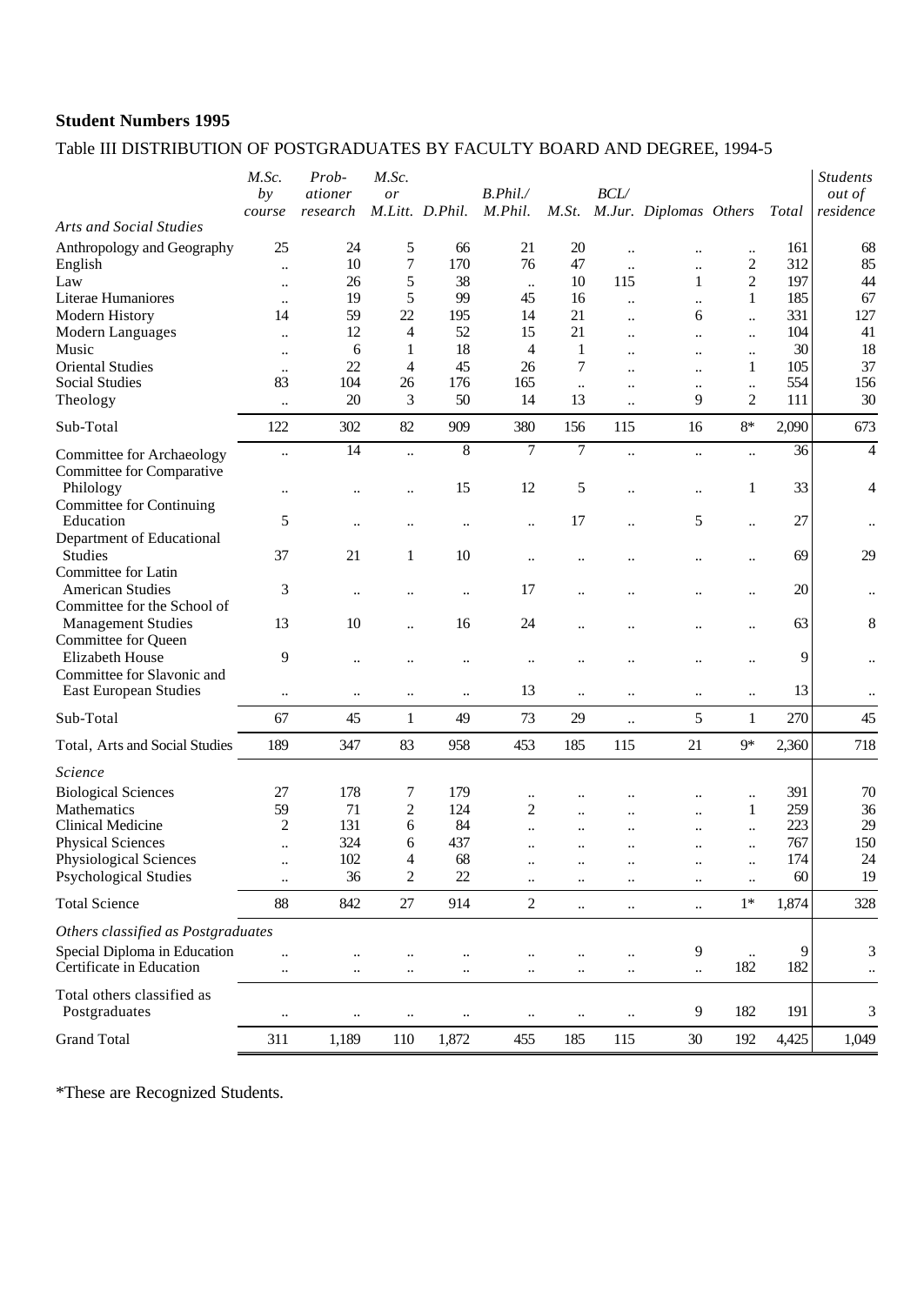**Student Numbers 1995**

Table III DISTRIBUTION OF POSTGRADUATES BY FACULTY BOARD AND DEGREE, 1994-5

| | *M.Sc. by course* | *Prob-ationer research* | *M.Sc. or M.Litt.* | *D.Phil.* | *B.Phil./ M.Phil.* | *M.St.* | *BCL/ M.Jur.* | *Diplomas* | *Others* | *Total* | *Students out of residence* |
|---|---|---|---|---|---|---|---|---|---|---|---|
| *Arts and Social Studies* | | | | | | | | | | | |
| Anthropology and Geography | 25 | 24 | 5 | 66 | 21 | 20 | .. | .. | .. | 161 | 68 |
| English | .. | 10 | 7 | 170 | 76 | 47 | .. | .. | 2 | 312 | 85 |
| Law | .. | 26 | 5 | 38 | .. | 10 | 115 | 1 | 2 | 197 | 44 |
| Literae Humaniores | .. | 19 | 5 | 99 | 45 | 16 | .. | .. | 1 | 185 | 67 |
| Modern History | 14 | 59 | 22 | 195 | 14 | 21 | .. | 6 | .. | 331 | 127 |
| Modern Languages | .. | 12 | 4 | 52 | 15 | 21 | .. | .. | .. | 104 | 41 |
| Music | .. | 6 | 1 | 18 | 4 | 1 | .. | .. | .. | 30 | 18 |
| Oriental Studies | .. | 22 | 4 | 45 | 26 | 7 | .. | .. | 1 | 105 | 37 |
| Social Studies | 83 | 104 | 26 | 176 | 165 | .. | .. | .. | .. | 554 | 156 |
| Theology | .. | 20 | 3 | 50 | 14 | 13 | .. | 9 | 2 | 111 | 30 |
| Sub-Total | 122 | 302 | 82 | 909 | 380 | 156 | 115 | 16 | 8* | 2,090 | 673 |
| Committee for Archaeology | .. | 14 | .. | 8 | 7 | 7 | .. | .. | .. | 36 | 4 |
| Committee for Comparative Philology | .. | .. | .. | 15 | 12 | 5 | .. | .. | 1 | 33 | 4 |
| Committee for Continuing Education | 5 | .. | .. | .. | .. | 17 | .. | 5 | .. | 27 | .. |
| Department of Educational Studies | 37 | 21 | 1 | 10 | .. | .. | .. | .. | .. | 69 | 29 |
| Committee for Latin American Studies | 3 | .. | .. | .. | 17 | .. | .. | .. | .. | 20 | .. |
| Committee for the School of Management Studies | 13 | 10 | .. | 16 | 24 | .. | .. | .. | .. | 63 | 8 |
| Committee for Queen Elizabeth House | 9 | .. | .. | .. | .. | .. | .. | .. | .. | 9 | .. |
| Committee for Slavonic and East European Studies | .. | .. | .. | .. | 13 | .. | .. | .. | .. | 13 | .. |
| Sub-Total | 67 | 45 | 1 | 49 | 73 | 29 | .. | 5 | 1 | 270 | 45 |
| Total, Arts and Social Studies | 189 | 347 | 83 | 958 | 453 | 185 | 115 | 21 | 9* | 2,360 | 718 |
| *Science* | | | | | | | | | | | |
| Biological Sciences | 27 | 178 | 7 | 179 | .. | .. | .. | .. | .. | 391 | 70 |
| Mathematics | 59 | 71 | 2 | 124 | 2 | .. | .. | .. | 1 | 259 | 36 |
| Clinical Medicine | 2 | 131 | 6 | 84 | .. | .. | .. | .. | .. | 223 | 29 |
| Physical Sciences | .. | 324 | 6 | 437 | .. | .. | .. | .. | .. | 767 | 150 |
| Physiological Sciences | .. | 102 | 4 | 68 | .. | .. | .. | .. | .. | 174 | 24 |
| Psychological Studies | .. | 36 | 2 | 22 | .. | .. | .. | .. | .. | 60 | 19 |
| Total Science | 88 | 842 | 27 | 914 | 2 | .. | .. | .. | 1* | 1,874 | 328 |
| *Others classified as Postgraduates* | | | | | | | | | | | |
| Special Diploma in Education | .. | .. | .. | .. | .. | .. | .. | 9 | .. | 9 | 3 |
| Certificate in Education | .. | .. | .. | .. | .. | .. | .. | .. | 182 | 182 | .. |
| Total others classified as Postgraduates | .. | .. | .. | .. | .. | .. | .. | 9 | 182 | 191 | 3 |
| Grand Total | 311 | 1,189 | 110 | 1,872 | 455 | 185 | 115 | 30 | 192 | 4,425 | 1,049 |

*These are Recognized Students.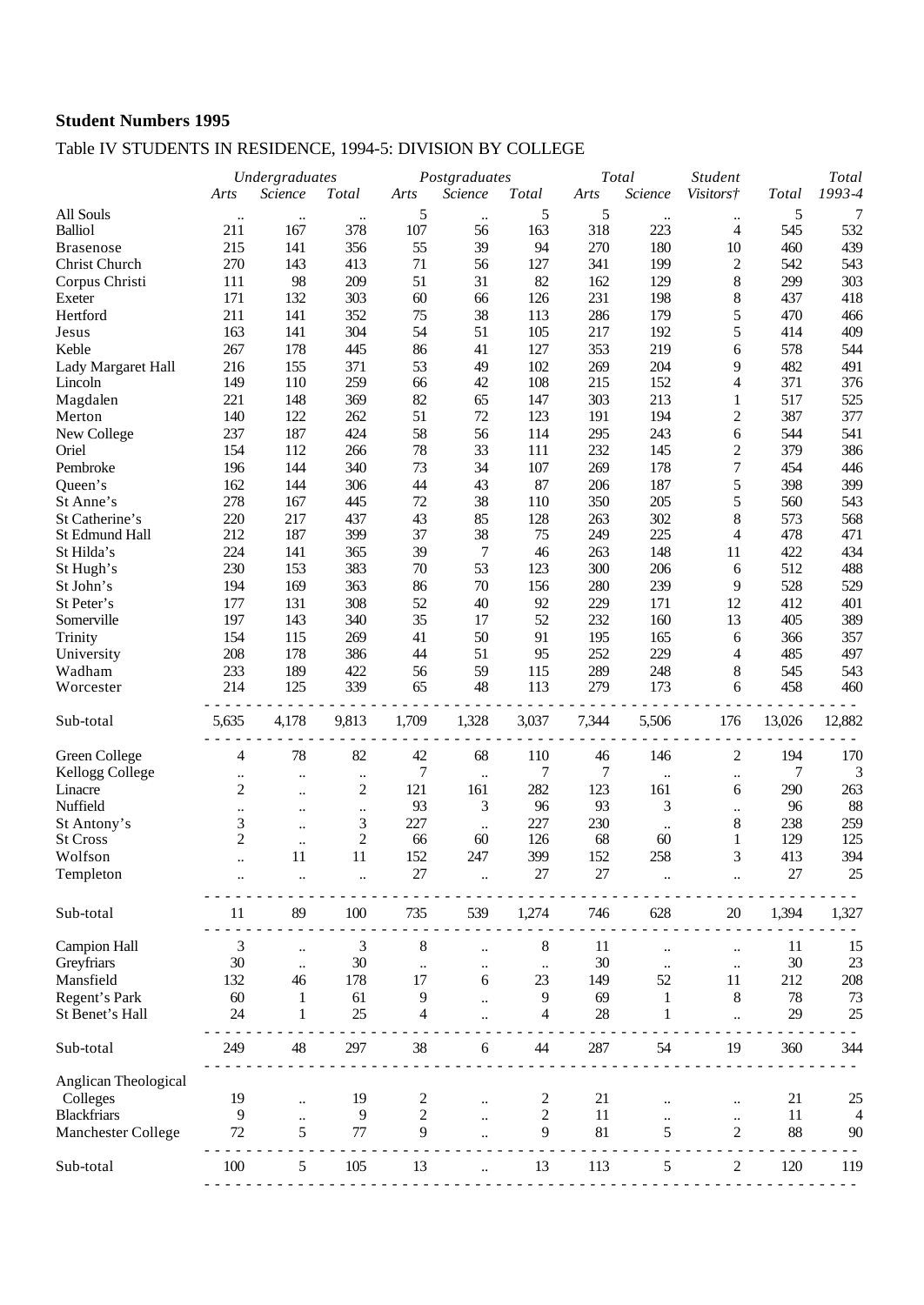**Student Numbers 1995**

Table IV STUDENTS IN RESIDENCE, 1994-5: DIVISION BY COLLEGE

| | *Undergraduates* | | | *Postgraduates* | | | *Total* | | *Student* | | *Total* |
|---|---|---|---|---|---|---|---|---|---|---|---|
| | *Arts* | *Science* | *Total* | *Arts* | *Science* | *Total* | *Arts* | *Science* | *Visitors†* | *Total* | *1993-4* |
| All Souls | .. | .. | .. | 5 | .. | 5 | 5 | .. | .. | 5 | 7 |
| Balliol | 211 | 167 | 378 | 107 | 56 | 163 | 318 | 223 | 4 | 545 | 532 |
| Brasenose | 215 | 141 | 356 | 55 | 39 | 94 | 270 | 180 | 10 | 460 | 439 |
| Christ Church | 270 | 143 | 413 | 71 | 56 | 127 | 341 | 199 | 2 | 542 | 543 |
| Corpus Christi | 111 | 98 | 209 | 51 | 31 | 82 | 162 | 129 | 8 | 299 | 303 |
| Exeter | 171 | 132 | 303 | 60 | 66 | 126 | 231 | 198 | 8 | 437 | 418 |
| Hertford | 211 | 141 | 352 | 75 | 38 | 113 | 286 | 179 | 5 | 470 | 466 |
| Jesus | 163 | 141 | 304 | 54 | 51 | 105 | 217 | 192 | 5 | 414 | 409 |
| Keble | 267 | 178 | 445 | 86 | 41 | 127 | 353 | 219 | 6 | 578 | 544 |
| Lady Margaret Hall | 216 | 155 | 371 | 53 | 49 | 102 | 269 | 204 | 9 | 482 | 491 |
| Lincoln | 149 | 110 | 259 | 66 | 42 | 108 | 215 | 152 | 4 | 371 | 376 |
| Magdalen | 221 | 148 | 369 | 82 | 65 | 147 | 303 | 213 | 1 | 517 | 525 |
| Merton | 140 | 122 | 262 | 51 | 72 | 123 | 191 | 194 | 2 | 387 | 377 |
| New College | 237 | 187 | 424 | 58 | 56 | 114 | 295 | 243 | 6 | 544 | 541 |
| Oriel | 154 | 112 | 266 | 78 | 33 | 111 | 232 | 145 | 2 | 379 | 386 |
| Pembroke | 196 | 144 | 340 | 73 | 34 | 107 | 269 | 178 | 7 | 454 | 446 |
| Queen's | 162 | 144 | 306 | 44 | 43 | 87 | 206 | 187 | 5 | 398 | 399 |
| St Anne's | 278 | 167 | 445 | 72 | 38 | 110 | 350 | 205 | 5 | 560 | 543 |
| St Catherine's | 220 | 217 | 437 | 43 | 85 | 128 | 263 | 302 | 8 | 573 | 568 |
| St Edmund Hall | 212 | 187 | 399 | 37 | 38 | 75 | 249 | 225 | 4 | 478 | 471 |
| St Hilda's | 224 | 141 | 365 | 39 | 7 | 46 | 263 | 148 | 11 | 422 | 434 |
| St Hugh's | 230 | 153 | 383 | 70 | 53 | 123 | 300 | 206 | 6 | 512 | 488 |
| St John's | 194 | 169 | 363 | 86 | 70 | 156 | 280 | 239 | 9 | 528 | 529 |
| St Peter's | 177 | 131 | 308 | 52 | 40 | 92 | 229 | 171 | 12 | 412 | 401 |
| Somerville | 197 | 143 | 340 | 35 | 17 | 52 | 232 | 160 | 13 | 405 | 389 |
| Trinity | 154 | 115 | 269 | 41 | 50 | 91 | 195 | 165 | 6 | 366 | 357 |
| University | 208 | 178 | 386 | 44 | 51 | 95 | 252 | 229 | 4 | 485 | 497 |
| Wadham | 233 | 189 | 422 | 56 | 59 | 115 | 289 | 248 | 8 | 545 | 543 |
| Worcester | 214 | 125 | 339 | 65 | 48 | 113 | 279 | 173 | 6 | 458 | 460 |
| Sub-total | 5,635 | 4,178 | 9,813 | 1,709 | 1,328 | 3,037 | 7,344 | 5,506 | 176 | 13,026 | 12,882 |
| Green College | 4 | 78 | 82 | 42 | 68 | 110 | 46 | 146 | 2 | 194 | 170 |
| Kellogg College | .. | .. | .. | 7 | .. | 7 | 7 | .. | .. | 7 | 3 |
| Linacre | 2 | .. | 2 | 121 | 161 | 282 | 123 | 161 | 6 | 290 | 263 |
| Nuffield | .. | .. | .. | 93 | 3 | 96 | 93 | 3 | .. | 96 | 88 |
| St Antony's | 3 | .. | 3 | 227 | .. | 227 | 230 | .. | 8 | 238 | 259 |
| St Cross | 2 | .. | 2 | 66 | 60 | 126 | 68 | 60 | 1 | 129 | 125 |
| Wolfson | .. | 11 | 11 | 152 | 247 | 399 | 152 | 258 | 3 | 413 | 394 |
| Templeton | .. | .. | .. | 27 | .. | 27 | 27 | .. | .. | 27 | 25 |
| Sub-total | 11 | 89 | 100 | 735 | 539 | 1,274 | 746 | 628 | 20 | 1,394 | 1,327 |
| Campion Hall | 3 | .. | 3 | 8 | .. | 8 | 11 | .. | .. | 11 | 15 |
| Greyfriars | 30 | .. | 30 | .. | .. | .. | 30 | .. | .. | 30 | 23 |
| Mansfield | 132 | 46 | 178 | 17 | 6 | 23 | 149 | 52 | 11 | 212 | 208 |
| Regent's Park | 60 | 1 | 61 | 9 | .. | 9 | 69 | 1 | 8 | 78 | 73 |
| St Benet's Hall | 24 | 1 | 25 | 4 | .. | 4 | 28 | 1 | .. | 29 | 25 |
| Sub-total | 249 | 48 | 297 | 38 | 6 | 44 | 287 | 54 | 19 | 360 | 344 |
| Anglican Theological Colleges | 19 | .. | 19 | 2 | .. | 2 | 21 | .. | .. | 21 | 25 |
| Blackfriars | 9 | .. | 9 | 2 | .. | 2 | 11 | .. | .. | 11 | 4 |
| Manchester College | 72 | 5 | 77 | 9 | .. | 9 | 81 | 5 | 2 | 88 | 90 |
| Sub-total | 100 | 5 | 105 | 13 | .. | 13 | 113 | 5 | 2 | 120 | 119 |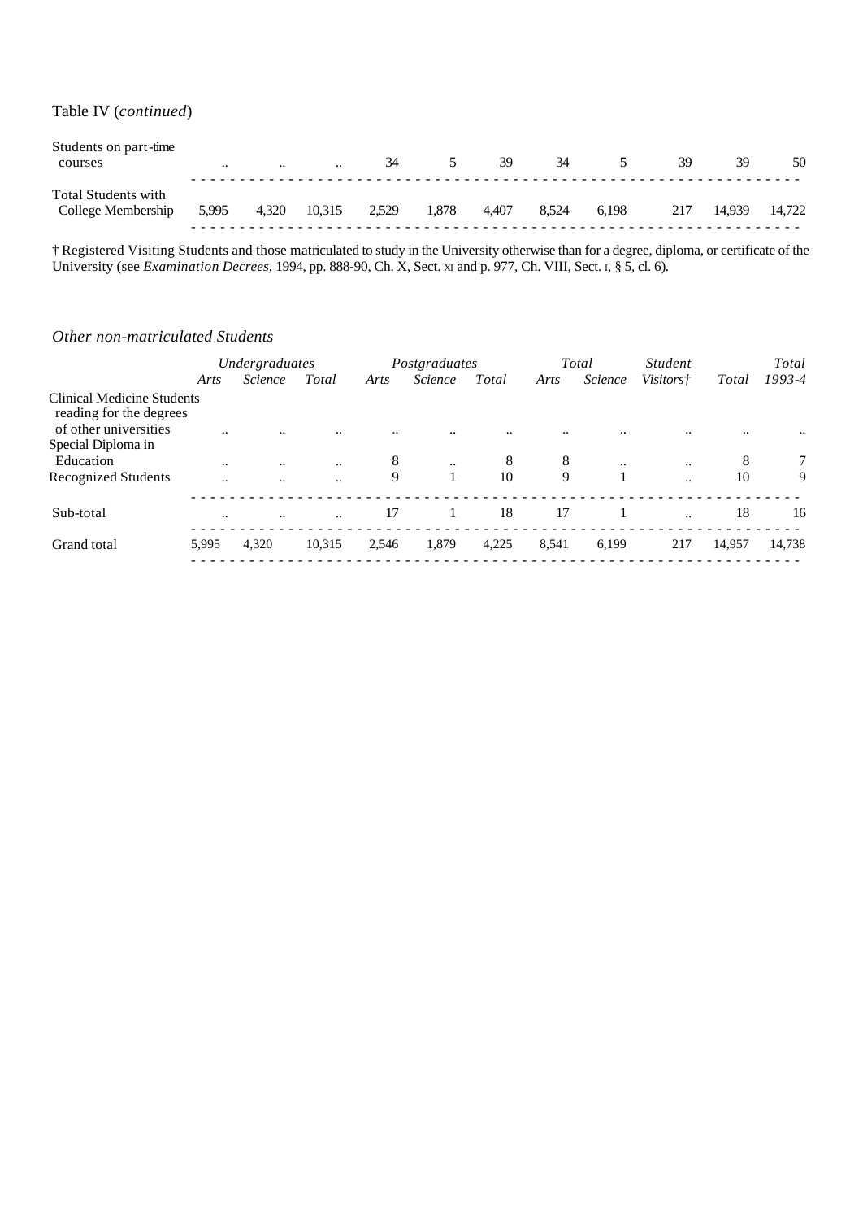Table IV (*continued*)

| | | | | | | | | | | | |
|---|---|---|---|---|---|---|---|---|---|---|---|
| Students on part-time courses | .. | .. | .. | 34 | 5 | 39 | 34 | 5 | 39 | 39 | 50 |
| Total Students with College Membership | 5,995 | 4,320 | 10,315 | 2,529 | 1,878 | 4,407 | 8,524 | 6,198 | 217 | 14,939 | 14,722 |

† Registered Visiting Students and those matriculated to study in the University otherwise than for a degree, diploma, or certificate of the University (see *Examination Decrees*, 1994, pp. 888-90, Ch. X, Sect. XI and p. 977, Ch. VIII, Sect. I, § 5, cl. 6).

*Other non-matriculated Students*

| | *Undergraduates* | | | *Postgraduates* | | | *Total* | | *Student* | | *Total* |
|---|---|---|---|---|---|---|---|---|---|---|---|
| | *Arts* | *Science* | *Total* | *Arts* | *Science* | *Total* | *Arts* | *Science* | *Visitors†* | *Total* | *1993-4* |
| Clinical Medicine Students reading for the degrees of other universities | .. | .. | .. | .. | .. | .. | .. | .. | .. | .. | .. |
| Special Diploma in Education | .. | .. | .. | 8 | .. | 8 | 8 | .. | .. | 8 | 7 |
| Recognized Students | .. | .. | .. | 9 | 1 | 10 | 9 | 1 | .. | 10 | 9 |
| Sub-total | .. | .. | .. | 17 | 1 | 18 | 17 | 1 | .. | 18 | 16 |
| Grand total | 5,995 | 4,320 | 10,315 | 2,546 | 1,879 | 4,225 | 8,541 | 6,199 | 217 | 14,957 | 14,738 |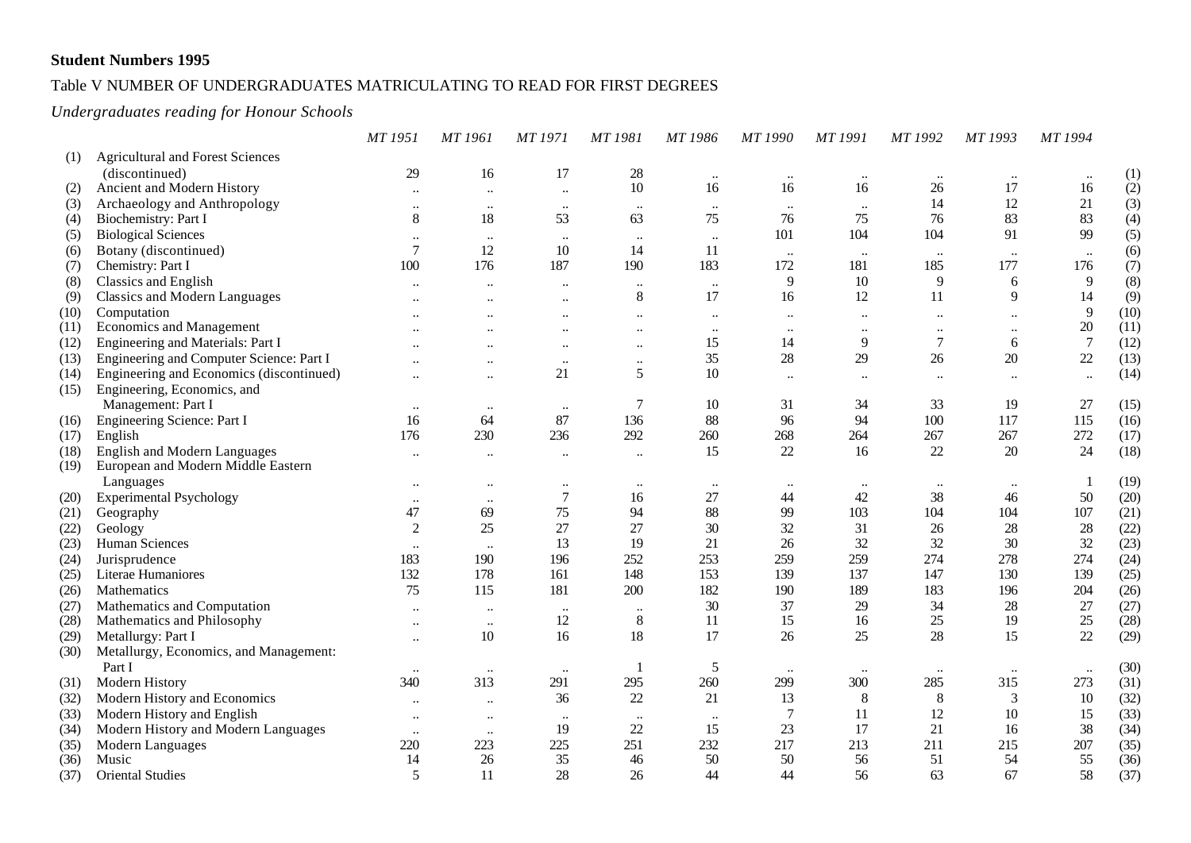**Student Numbers 1995**

Table V NUMBER OF UNDERGRADUATES MATRICULATING TO READ FOR FIRST DEGREES

*Undergraduates reading for Honour Schools*

| | | *MT 1951* | *MT 1961* | *MT 1971* | *MT 1981* | *MT 1986* | *MT 1990* | *MT 1991* | *MT 1992* | *MT 1993* | *MT 1994* | |
|---|---|---|---|---|---|---|---|---|---|---|---|---|
| (1) | Agricultural and Forest Sciences (discontinued) | 29 | 16 | 17 | 28 | .. | .. | .. | .. | .. | .. | (1) |
| (2) | Ancient and Modern History | .. | .. | .. | 10 | 16 | 16 | 16 | 26 | 17 | 16 | (2) |
| (3) | Archaeology and Anthropology | .. | .. | .. | .. | .. | .. | .. | 14 | 12 | 21 | (3) |
| (4) | Biochemistry: Part I | 8 | 18 | 53 | 63 | 75 | 76 | 75 | 76 | 83 | 83 | (4) |
| (5) | Biological Sciences | .. | .. | .. | .. | .. | 101 | 104 | 104 | 91 | 99 | (5) |
| (6) | Botany (discontinued) | 7 | 12 | 10 | 14 | 11 | .. | .. | .. | .. | .. | (6) |
| (7) | Chemistry: Part I | 100 | 176 | 187 | 190 | 183 | 172 | 181 | 185 | 177 | 176 | (7) |
| (8) | Classics and English | .. | .. | .. | .. | .. | 9 | 10 | 9 | 6 | 9 | (8) |
| (9) | Classics and Modern Languages | .. | .. | .. | 8 | 17 | 16 | 12 | 11 | 9 | 14 | (9) |
| (10) | Computation | .. | .. | .. | .. | .. | .. | .. | .. | .. | 9 | (10) |
| (11) | Economics and Management | .. | .. | .. | .. | .. | .. | .. | .. | .. | 20 | (11) |
| (12) | Engineering and Materials: Part I | .. | .. | .. | .. | 15 | 14 | 9 | 7 | 6 | 7 | (12) |
| (13) | Engineering and Computer Science: Part I | .. | .. | .. | .. | 35 | 28 | 29 | 26 | 20 | 22 | (13) |
| (14) | Engineering and Economics (discontinued) | .. | .. | 21 | 5 | 10 | .. | .. | .. | .. | .. | (14) |
| (15) | Engineering, Economics, and Management: Part I | .. | .. | .. | 7 | 10 | 31 | 34 | 33 | 19 | 27 | (15) |
| (16) | Engineering Science: Part I | 16 | 64 | 87 | 136 | 88 | 96 | 94 | 100 | 117 | 115 | (16) |
| (17) | English | 176 | 230 | 236 | 292 | 260 | 268 | 264 | 267 | 267 | 272 | (17) |
| (18) | English and Modern Languages | .. | .. | .. | .. | 15 | 22 | 16 | 22 | 20 | 24 | (18) |
| (19) | European and Modern Middle Eastern Languages | .. | .. | .. | .. | .. | .. | .. | .. | .. | 1 | (19) |
| (20) | Experimental Psychology | .. | .. | 7 | 16 | 27 | 44 | 42 | 38 | 46 | 50 | (20) |
| (21) | Geography | 47 | 69 | 75 | 94 | 88 | 99 | 103 | 104 | 104 | 107 | (21) |
| (22) | Geology | 2 | 25 | 27 | 27 | 30 | 32 | 31 | 26 | 28 | 28 | (22) |
| (23) | Human Sciences | .. | .. | 13 | 19 | 21 | 26 | 32 | 32 | 30 | 32 | (23) |
| (24) | Jurisprudence | 183 | 190 | 196 | 252 | 253 | 259 | 259 | 274 | 278 | 274 | (24) |
| (25) | Literae Humaniores | 132 | 178 | 161 | 148 | 153 | 139 | 137 | 147 | 130 | 139 | (25) |
| (26) | Mathematics | 75 | 115 | 181 | 200 | 182 | 190 | 189 | 183 | 196 | 204 | (26) |
| (27) | Mathematics and Computation | .. | .. | .. | .. | 30 | 37 | 29 | 34 | 28 | 27 | (27) |
| (28) | Mathematics and Philosophy | .. | .. | 12 | 8 | 11 | 15 | 16 | 25 | 19 | 25 | (28) |
| (29) | Metallurgy: Part I | .. | 10 | 16 | 18 | 17 | 26 | 25 | 28 | 15 | 22 | (29) |
| (30) | Metallurgy, Economics, and Management: Part I | .. | .. | .. | 1 | 5 | .. | .. | .. | .. | .. | (30) |
| (31) | Modern History | 340 | 313 | 291 | 295 | 260 | 299 | 300 | 285 | 315 | 273 | (31) |
| (32) | Modern History and Economics | .. | .. | 36 | 22 | 21 | 13 | 8 | 8 | 3 | 10 | (32) |
| (33) | Modern History and English | .. | .. | .. | .. | .. | 7 | 11 | 12 | 10 | 15 | (33) |
| (34) | Modern History and Modern Languages | .. | .. | 19 | 22 | 15 | 23 | 17 | 21 | 16 | 38 | (34) |
| (35) | Modern Languages | 220 | 223 | 225 | 251 | 232 | 217 | 213 | 211 | 215 | 207 | (35) |
| (36) | Music | 14 | 26 | 35 | 46 | 50 | 50 | 56 | 51 | 54 | 55 | (36) |
| (37) | Oriental Studies | 5 | 11 | 28 | 26 | 44 | 44 | 56 | 63 | 67 | 58 | (37) |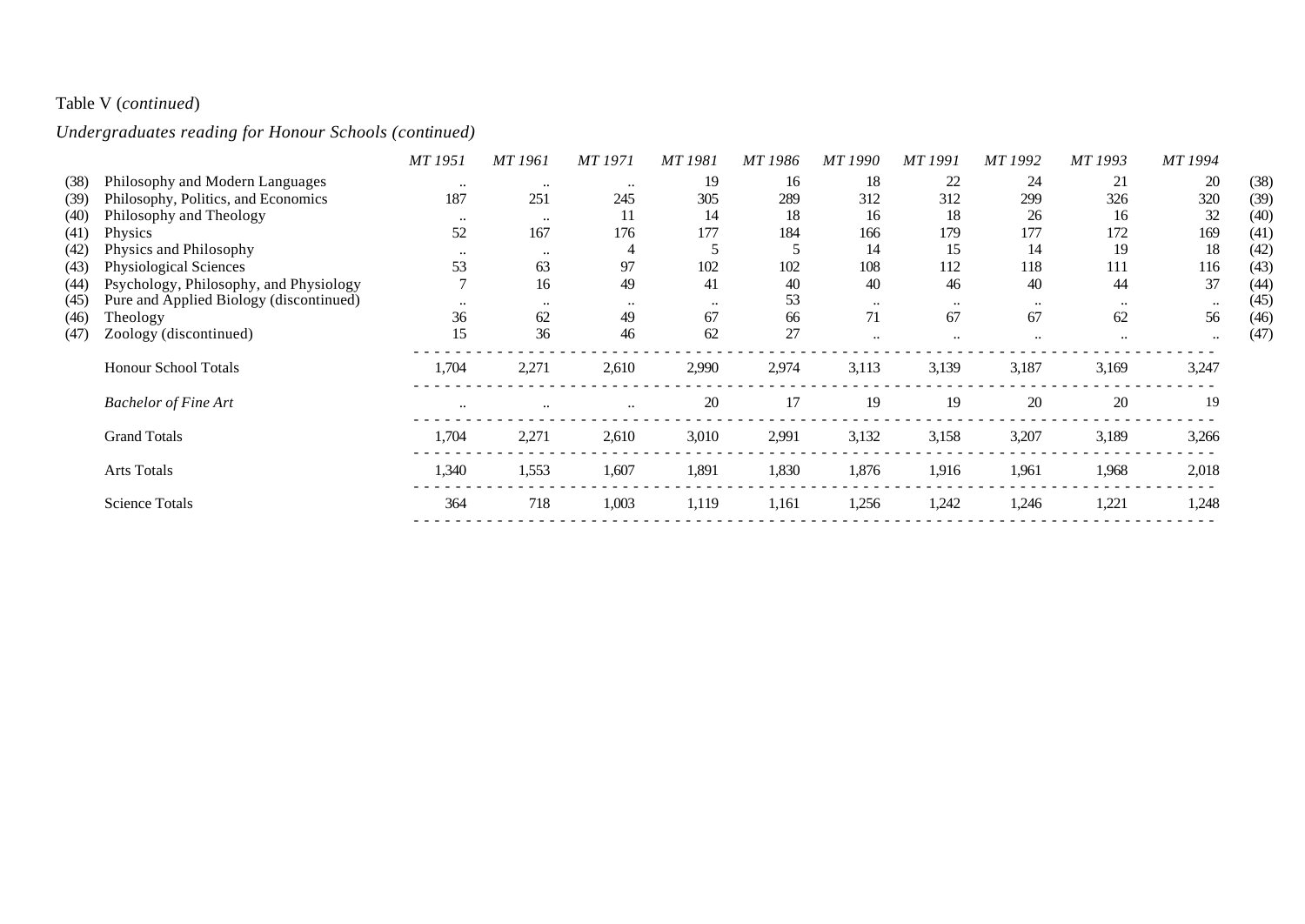Table V (*continued*)

*Undergraduates reading for Honour Schools (continued)*

| | | *MT 1951* | *MT 1961* | *MT 1971* | *MT 1981* | *MT 1986* | *MT 1990* | *MT 1991* | *MT 1992* | *MT 1993* | *MT 1994* | |
|---|---|---|---|---|---|---|---|---|---|---|---|---|
| (38) | Philosophy and Modern Languages | .. | .. | .. | 19 | 16 | 18 | 22 | 24 | 21 | 20 | (38) |
| (39) | Philosophy, Politics, and Economics | 187 | 251 | 245 | 305 | 289 | 312 | 312 | 299 | 326 | 320 | (39) |
| (40) | Philosophy and Theology | .. | .. | 11 | 14 | 18 | 16 | 18 | 26 | 16 | 32 | (40) |
| (41) | Physics | 52 | 167 | 176 | 177 | 184 | 166 | 179 | 177 | 172 | 169 | (41) |
| (42) | Physics and Philosophy | .. | .. | 4 | 5 | 5 | 14 | 15 | 14 | 19 | 18 | (42) |
| (43) | Physiological Sciences | 53 | 63 | 97 | 102 | 102 | 108 | 112 | 118 | 111 | 116 | (43) |
| (44) | Psychology, Philosophy, and Physiology | 7 | 16 | 49 | 41 | 40 | 40 | 46 | 40 | 44 | 37 | (44) |
| (45) | Pure and Applied Biology (discontinued) | .. | .. | .. | .. | 53 | .. | .. | .. | .. | .. | (45) |
| (46) | Theology | 36 | 62 | 49 | 67 | 66 | 71 | 67 | 67 | 62 | 56 | (46) |
| (47) | Zoology (discontinued) | 15 | 36 | 46 | 62 | 27 | .. | .. | .. | .. | .. | (47) |
| | Honour School Totals | 1,704 | 2,271 | 2,610 | 2,990 | 2,974 | 3,113 | 3,139 | 3,187 | 3,169 | 3,247 | |
| | *Bachelor of Fine Art* | .. | .. | .. | 20 | 17 | 19 | 19 | 20 | 20 | 19 | |
| | Grand Totals | 1,704 | 2,271 | 2,610 | 3,010 | 2,991 | 3,132 | 3,158 | 3,207 | 3,189 | 3,266 | |
| | Arts Totals | 1,340 | 1,553 | 1,607 | 1,891 | 1,830 | 1,876 | 1,916 | 1,961 | 1,968 | 2,018 | |
| | Science Totals | 364 | 718 | 1,003 | 1,119 | 1,161 | 1,256 | 1,242 | 1,246 | 1,221 | 1,248 | |